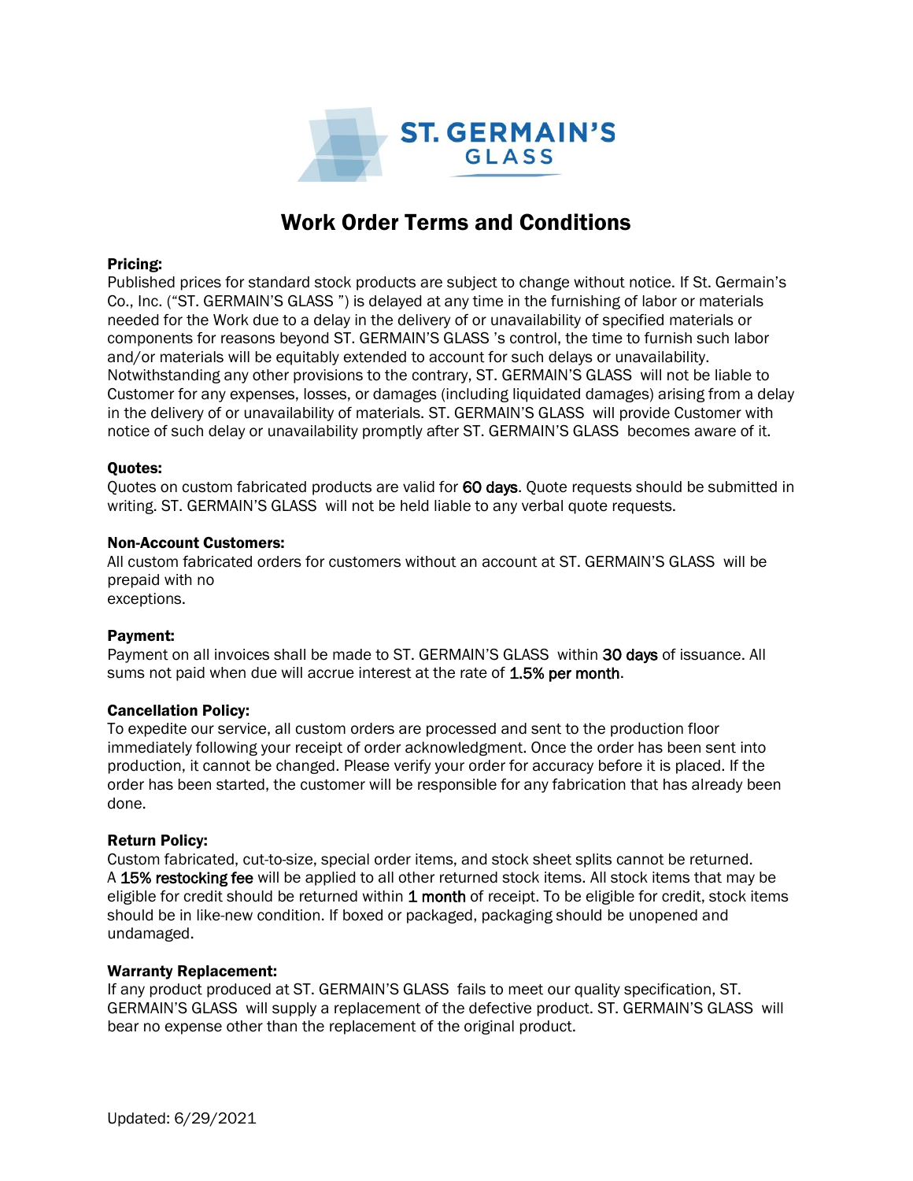ST. GERMAIN'S GLASS

# Work Order Terms and Conditions

**Pricing:**
Published prices for standard stock products are subject to change without notice. If St. Germain's Co., Inc. ("ST. GERMAIN'S GLASS ") is delayed at any time in the furnishing of labor or materials needed for the Work due to a delay in the delivery of or unavailability of specified materials or components for reasons beyond ST. GERMAIN'S GLASS 's control, the time to furnish such labor and/or materials will be equitably extended to account for such delays or unavailability. Notwithstanding any other provisions to the contrary, ST. GERMAIN'S GLASS will not be liable to Customer for any expenses, losses, or damages (including liquidated damages) arising from a delay in the delivery of or unavailability of materials. ST. GERMAIN'S GLASS will provide Customer with notice of such delay or unavailability promptly after ST. GERMAIN'S GLASS becomes aware of it.

**Quotes:**
Quotes on custom fabricated products are valid for 60 days. Quote requests should be submitted in writing. ST. GERMAIN'S GLASS will not be held liable to any verbal quote requests.

**Non-Account Customers:**
All custom fabricated orders for customers without an account at ST. GERMAIN'S GLASS will be prepaid with no exceptions.

**Payment:**
Payment on all invoices shall be made to ST. GERMAIN'S GLASS within 30 days of issuance. All sums not paid when due will accrue interest at the rate of 1.5% per month.

**Cancellation Policy:**
To expedite our service, all custom orders are processed and sent to the production floor immediately following your receipt of order acknowledgment. Once the order has been sent into production, it cannot be changed. Please verify your order for accuracy before it is placed. If the order has been started, the customer will be responsible for any fabrication that has already been done.

**Return Policy:**
Custom fabricated, cut-to-size, special order items, and stock sheet splits cannot be returned. A 15% restocking fee will be applied to all other returned stock items. All stock items that may be eligible for credit should be returned within 1 month of receipt. To be eligible for credit, stock items should be in like-new condition. If boxed or packaged, packaging should be unopened and undamaged.

**Warranty Replacement:**
If any product produced at ST. GERMAIN'S GLASS fails to meet our quality specification, ST. GERMAIN'S GLASS will supply a replacement of the defective product. ST. GERMAIN'S GLASS will bear no expense other than the replacement of the original product.

Updated: 6/29/2021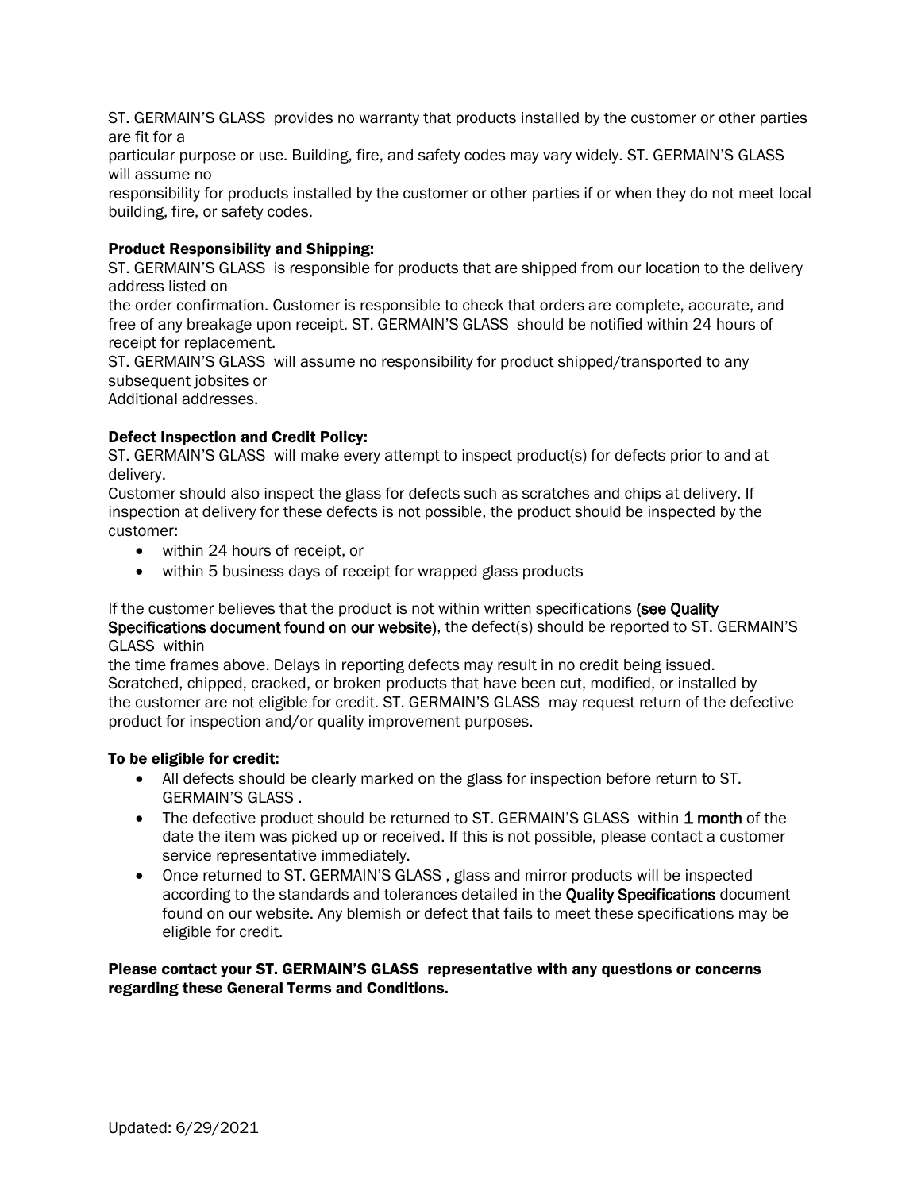ST. GERMAIN'S GLASS provides no warranty that products installed by the customer or other parties are fit for a particular purpose or use. Building, fire, and safety codes may vary widely. ST. GERMAIN'S GLASS will assume no responsibility for products installed by the customer or other parties if or when they do not meet local building, fire, or safety codes.

**Product Responsibility and Shipping:**
ST. GERMAIN'S GLASS is responsible for products that are shipped from our location to the delivery address listed on the order confirmation. Customer is responsible to check that orders are complete, accurate, and free of any breakage upon receipt. ST. GERMAIN'S GLASS should be notified within 24 hours of receipt for replacement.
ST. GERMAIN'S GLASS will assume no responsibility for product shipped/transported to any subsequent jobsites or Additional addresses.

**Defect Inspection and Credit Policy:**
ST. GERMAIN'S GLASS will make every attempt to inspect product(s) for defects prior to and at delivery.
Customer should also inspect the glass for defects such as scratches and chips at delivery. If inspection at delivery for these defects is not possible, the product should be inspected by the customer:

- within 24 hours of receipt, or
- within 5 business days of receipt for wrapped glass products

If the customer believes that the product is not within written specifications **(see Quality Specifications document found on our website)**, the defect(s) should be reported to ST. GERMAIN'S GLASS within the time frames above. Delays in reporting defects may result in no credit being issued. Scratched, chipped, cracked, or broken products that have been cut, modified, or installed by the customer are not eligible for credit. ST. GERMAIN'S GLASS may request return of the defective product for inspection and/or quality improvement purposes.

**To be eligible for credit:**

- All defects should be clearly marked on the glass for inspection before return to ST. GERMAIN'S GLASS .
- The defective product should be returned to ST. GERMAIN'S GLASS within **1 month** of the date the item was picked up or received. If this is not possible, please contact a customer service representative immediately.
- Once returned to ST. GERMAIN'S GLASS , glass and mirror products will be inspected according to the standards and tolerances detailed in the **Quality Specifications** document found on our website. Any blemish or defect that fails to meet these specifications may be eligible for credit.

**Please contact your ST. GERMAIN'S GLASS representative with any questions or concerns regarding these General Terms and Conditions.**

Updated: 6/29/2021